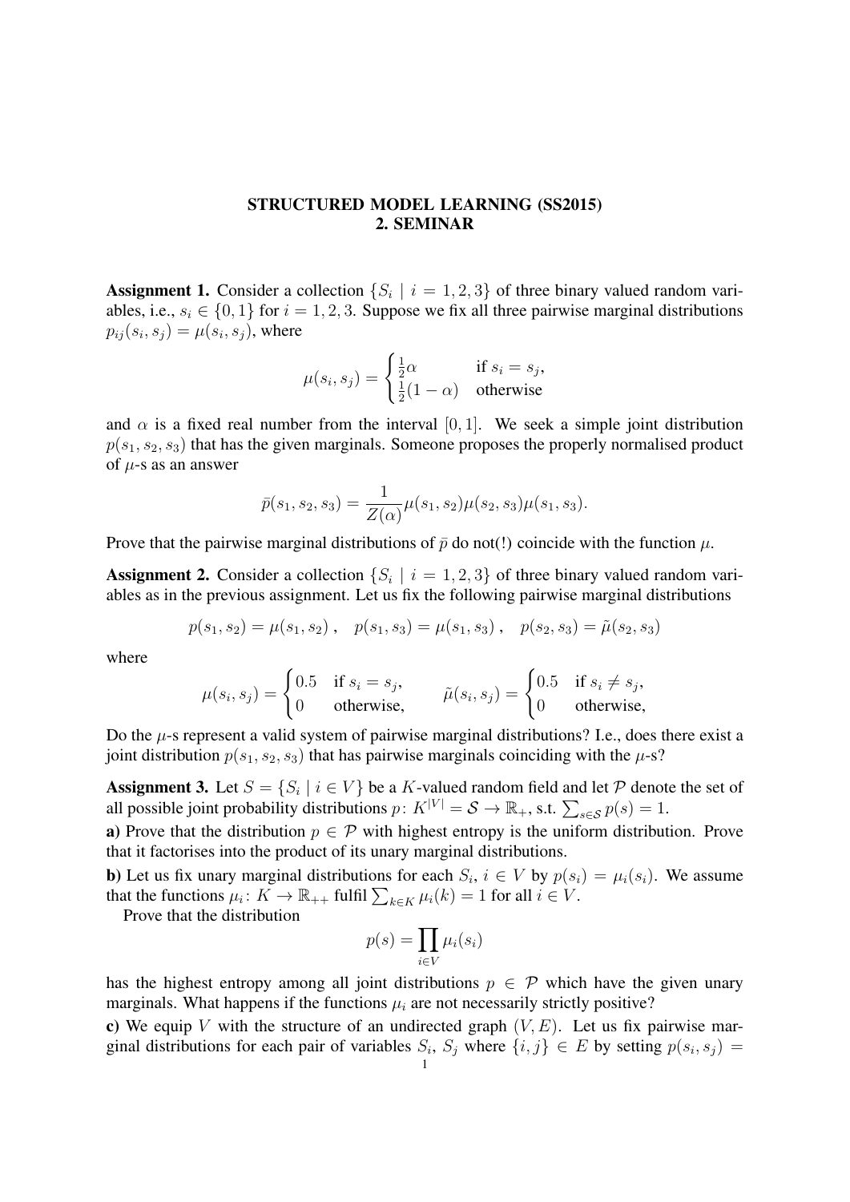# STRUCTURED MODEL LEARNING (SS2015)
## 2. SEMINAR

**Assignment 1.** Consider a collection $\{S_i \mid i = 1, 2, 3\}$ of three binary valued random variables, i.e., $s_i \in \{0, 1\}$ for $i = 1, 2, 3$. Suppose we fix all three pairwise marginal distributions $p_{ij}(s_i, s_j) = \mu(s_i, s_j)$, where

$$\mu(s_i, s_j) = \begin{cases} \frac{1}{2}\alpha & \text{if } s_i = s_j, \\ \frac{1}{2}(1 - \alpha) & \text{otherwise} \end{cases}$$

and $\alpha$ is a fixed real number from the interval $[0, 1]$. We seek a simple joint distribution $p(s_1, s_2, s_3)$ that has the given marginals. Someone proposes the properly normalised product of $\mu$-s as an answer

$$\bar{p}(s_1, s_2, s_3) = \frac{1}{Z(\alpha)} \mu(s_1, s_2)\mu(s_2, s_3)\mu(s_1, s_3).$$

Prove that the pairwise marginal distributions of $\bar{p}$ do not(!) coincide with the function $\mu$.

**Assignment 2.** Consider a collection $\{S_i \mid i = 1, 2, 3\}$ of three binary valued random variables as in the previous assignment. Let us fix the following pairwise marginal distributions

$$p(s_1, s_2) = \mu(s_1, s_2), \quad p(s_1, s_3) = \mu(s_1, s_3), \quad p(s_2, s_3) = \tilde{\mu}(s_2, s_3)$$

where

$$\mu(s_i, s_j) = \begin{cases} 0.5 & \text{if } s_i = s_j, \\ 0 & \text{otherwise,} \end{cases} \qquad \tilde{\mu}(s_i, s_j) = \begin{cases} 0.5 & \text{if } s_i \neq s_j, \\ 0 & \text{otherwise,} \end{cases}$$

Do the $\mu$-s represent a valid system of pairwise marginal distributions? I.e., does there exist a joint distribution $p(s_1, s_2, s_3)$ that has pairwise marginals coinciding with the $\mu$-s?

**Assignment 3.** Let $S = \{S_i \mid i \in V\}$ be a $K$-valued random field and let $\mathcal{P}$ denote the set of all possible joint probability distributions $p\colon K^{|V|} = \mathcal{S} \to \mathbb{R}_+$, s.t. $\sum_{s \in \mathcal{S}} p(s) = 1$.

**a)** Prove that the distribution $p \in \mathcal{P}$ with highest entropy is the uniform distribution. Prove that it factorises into the product of its unary marginal distributions.

**b)** Let us fix unary marginal distributions for each $S_i$, $i \in V$ by $p(s_i) = \mu_i(s_i)$. We assume that the functions $\mu_i\colon K \to \mathbb{R}_{++}$ fulfil $\sum_{k \in K} \mu_i(k) = 1$ for all $i \in V$.

Prove that the distribution

$$p(s) = \prod_{i \in V} \mu_i(s_i)$$

has the highest entropy among all joint distributions $p \in \mathcal{P}$ which have the given unary marginals. What happens if the functions $\mu_i$ are not necessarily strictly positive?

**c)** We equip $V$ with the structure of an undirected graph $(V, E)$. Let us fix pairwise marginal distributions for each pair of variables $S_i$, $S_j$ where $\{i, j\} \in E$ by setting $p(s_i, s_j) =$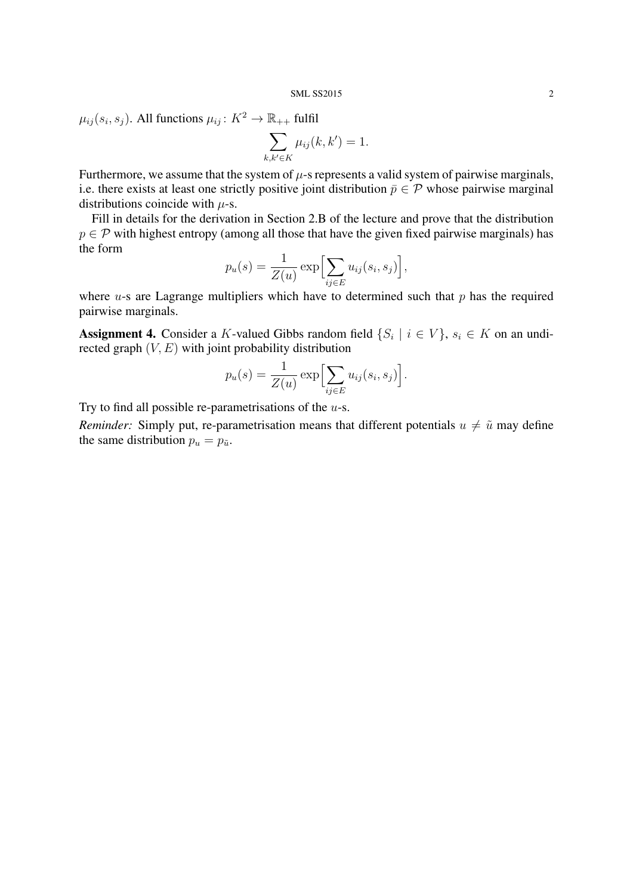$\mu_{ij}(s_i, s_j)$. All functions $\mu_{ij} \colon K^2 \to \mathbb{R}_{++}$ fulfil

$$\sum_{k,k' \in K} \mu_{ij}(k, k') = 1.$$

Furthermore, we assume that the system of $\mu$-s represents a valid system of pairwise marginals, i.e. there exists at least one strictly positive joint distribution $\bar{p} \in \mathcal{P}$ whose pairwise marginal distributions coincide with $\mu$-s.

Fill in details for the derivation in Section 2.B of the lecture and prove that the distribution $p \in \mathcal{P}$ with highest entropy (among all those that have the given fixed pairwise marginals) has the form

$$p_u(s) = \frac{1}{Z(u)} \exp\Big[\sum_{ij \in E} u_{ij}(s_i, s_j)\Big],$$

where $u$-s are Lagrange multipliers which have to determined such that $p$ has the required pairwise marginals.

**Assignment 4.** Consider a $K$-valued Gibbs random field $\{S_i \mid i \in V\}$, $s_i \in K$ on an undirected graph $(V, E)$ with joint probability distribution

$$p_u(s) = \frac{1}{Z(u)} \exp\Big[\sum_{ij \in E} u_{ij}(s_i, s_j)\Big].$$

Try to find all possible re-parametrisations of the $u$-s.

*Reminder:* Simply put, re-parametrisation means that different potentials $u \neq \tilde{u}$ may define the same distribution $p_u = p_{\tilde{u}}$.